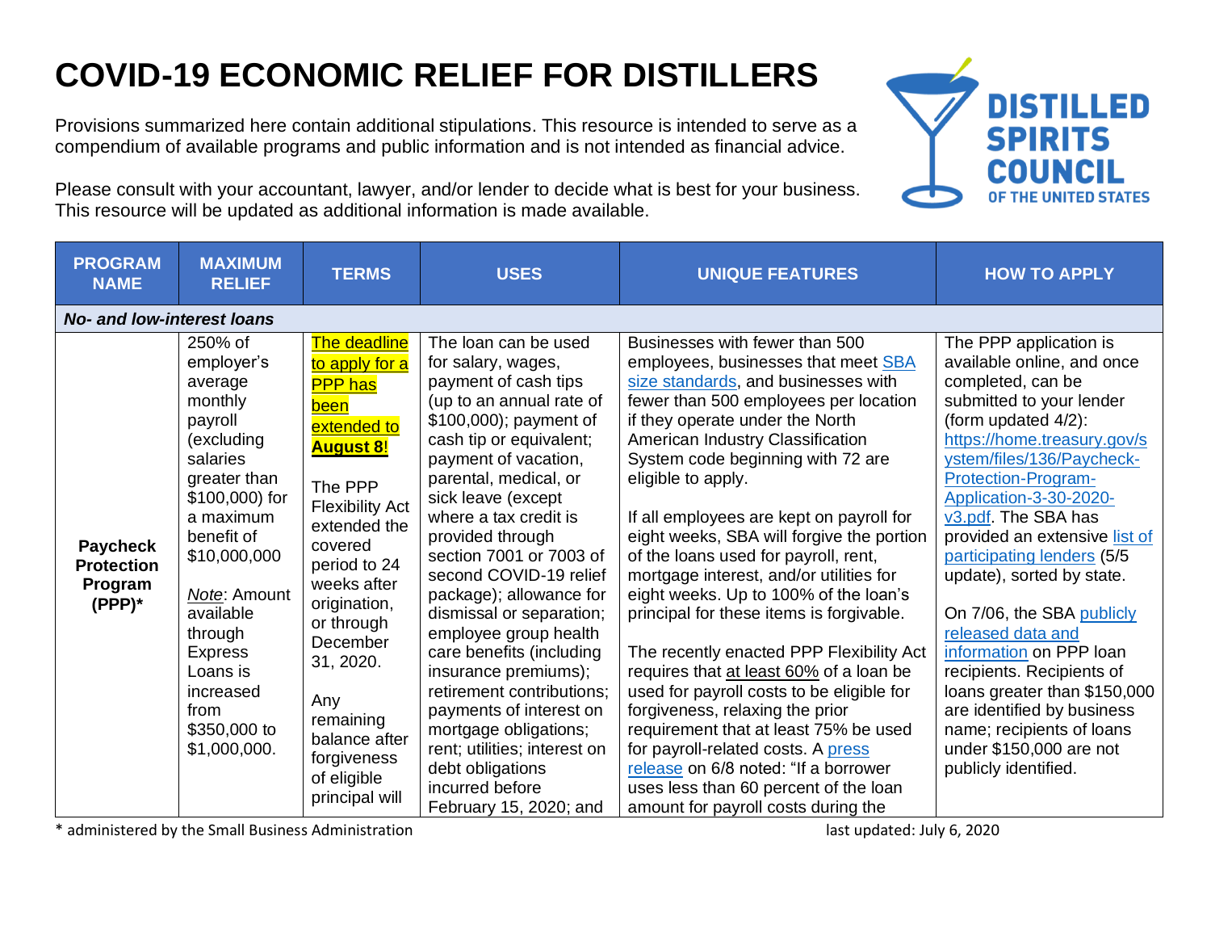# COVID-19 ECONOMIC RELIEF FOR DISTILLERS

Provisions summarized here contain additional stipulations. This resource is intended to serve as a compendium of available programs and public information and is not intended as financial advice.

Please consult with your accountant, lawyer, and/or lender to decide what is best for your business. This resource will be updated as additional information is made available.

| PROGRAM NAME | MAXIMUM RELIEF | TERMS | USES | UNIQUE FEATURES | HOW TO APPLY |
|---|---|---|---|---|---|
| ***No- and low-interest loans*** | | | | | |
| **Paycheck Protection Program (PPP)*** | 250% of employer's average monthly payroll (excluding salaries greater than $100,000) for a maximum benefit of $10,000,000<br><br>*Note*: Amount available through Express Loans is increased from $350,000 to $1,000,000. | The deadline to apply for a PPP has been extended to **August 8**!<br><br>The PPP Flexibility Act extended the covered period to 24 weeks after origination, or through December 31, 2020.<br><br>Any remaining balance after forgiveness of eligible principal will | The loan can be used for salary, wages, payment of cash tips (up to an annual rate of $100,000); payment of cash tip or equivalent; payment of vacation, parental, medical, or sick leave (except where a tax credit is provided through section 7001 or 7003 of second COVID-19 relief package); allowance for dismissal or separation; employee group health care benefits (including insurance premiums); retirement contributions; payments of interest on mortgage obligations; rent; utilities; interest on debt obligations incurred before February 15, 2020; and | Businesses with fewer than 500 employees, businesses that meet SBA size standards, and businesses with fewer than 500 employees per location if they operate under the North American Industry Classification System code beginning with 72 are eligible to apply.<br><br>If all employees are kept on payroll for eight weeks, SBA will forgive the portion of the loans used for payroll, rent, mortgage interest, and/or utilities for eight weeks. Up to 100% of the loan's principal for these items is forgivable.<br><br>The recently enacted PPP Flexibility Act requires that at least 60% of a loan be used for payroll costs to be eligible for forgiveness, relaxing the prior requirement that at least 75% be used for payroll-related costs. A press release on 6/8 noted: "If a borrower uses less than 60 percent of the loan amount for payroll costs during the | The PPP application is available online, and once completed, can be submitted to your lender (form updated 4/2): https://home.treasury.gov/system/files/136/Paycheck-Protection-Program-Application-3-30-2020-v3.pdf. The SBA has provided an extensive list of participating lenders (5/5 update), sorted by state.<br><br>On 7/06, the SBA publicly released data and information on PPP loan recipients. Recipients of loans greater than $150,000 are identified by business name; recipients of loans under $150,000 are not publicly identified. |

\* administered by the Small Business Administration

last updated: July 6, 2020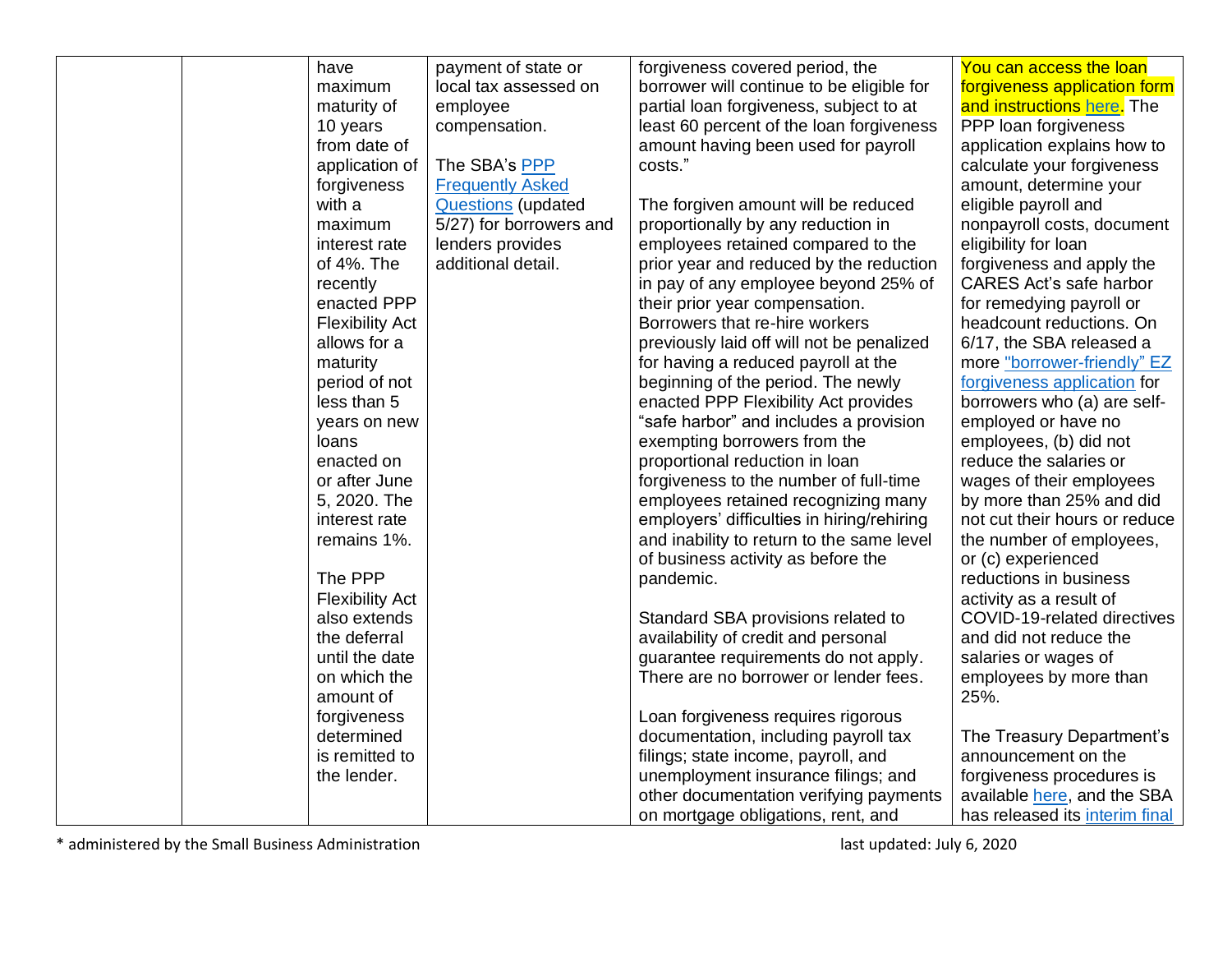| | | | | | |
|---|---|---|---|---|---|
| | | have maximum maturity of 10 years from date of application of forgiveness with a maximum interest rate of 4%. The recently enacted PPP Flexibility Act allows for a maturity period of not less than 5 years on new loans enacted on or after June 5, 2020. The interest rate remains 1%.<br><br>The PPP Flexibility Act also extends the deferral until the date on which the amount of forgiveness determined is remitted to the lender. | payment of state or local tax assessed on employee compensation.<br><br>The SBA's PPP Frequently Asked Questions (updated 5/27) for borrowers and lenders provides additional detail. | forgiveness covered period, the borrower will continue to be eligible for partial loan forgiveness, subject to at least 60 percent of the loan forgiveness amount having been used for payroll costs."<br><br>The forgiven amount will be reduced proportionally by any reduction in employees retained compared to the prior year and reduced by the reduction in pay of any employee beyond 25% of their prior year compensation. Borrowers that re-hire workers previously laid off will not be penalized for having a reduced payroll at the beginning of the period. The newly enacted PPP Flexibility Act provides "safe harbor" and includes a provision exempting borrowers from the proportional reduction in loan forgiveness to the number of full-time employees retained recognizing many employers' difficulties in hiring/rehiring and inability to return to the same level of business activity as before the pandemic.<br><br>Standard SBA provisions related to availability of credit and personal guarantee requirements do not apply. There are no borrower or lender fees.<br><br>Loan forgiveness requires rigorous documentation, including payroll tax filings; state income, payroll, and unemployment insurance filings; and other documentation verifying payments on mortgage obligations, rent, and | You can access the loan forgiveness application form and instructions here. The PPP loan forgiveness application explains how to calculate your forgiveness amount, determine your eligible payroll and nonpayroll costs, document eligibility for loan forgiveness and apply the CARES Act's safe harbor for remedying payroll or headcount reductions. On 6/17, the SBA released a more "borrower-friendly" EZ forgiveness application for borrowers who (a) are self-employed or have no employees, (b) did not reduce the salaries or wages of their employees by more than 25% and did not cut their hours or reduce the number of employees, or (c) experienced reductions in business activity as a result of COVID-19-related directives and did not reduce the salaries or wages of employees by more than 25%.<br><br>The Treasury Department's announcement on the forgiveness procedures is available here, and the SBA has released its interim final |

* administered by the Small Business Administration

last updated: July 6, 2020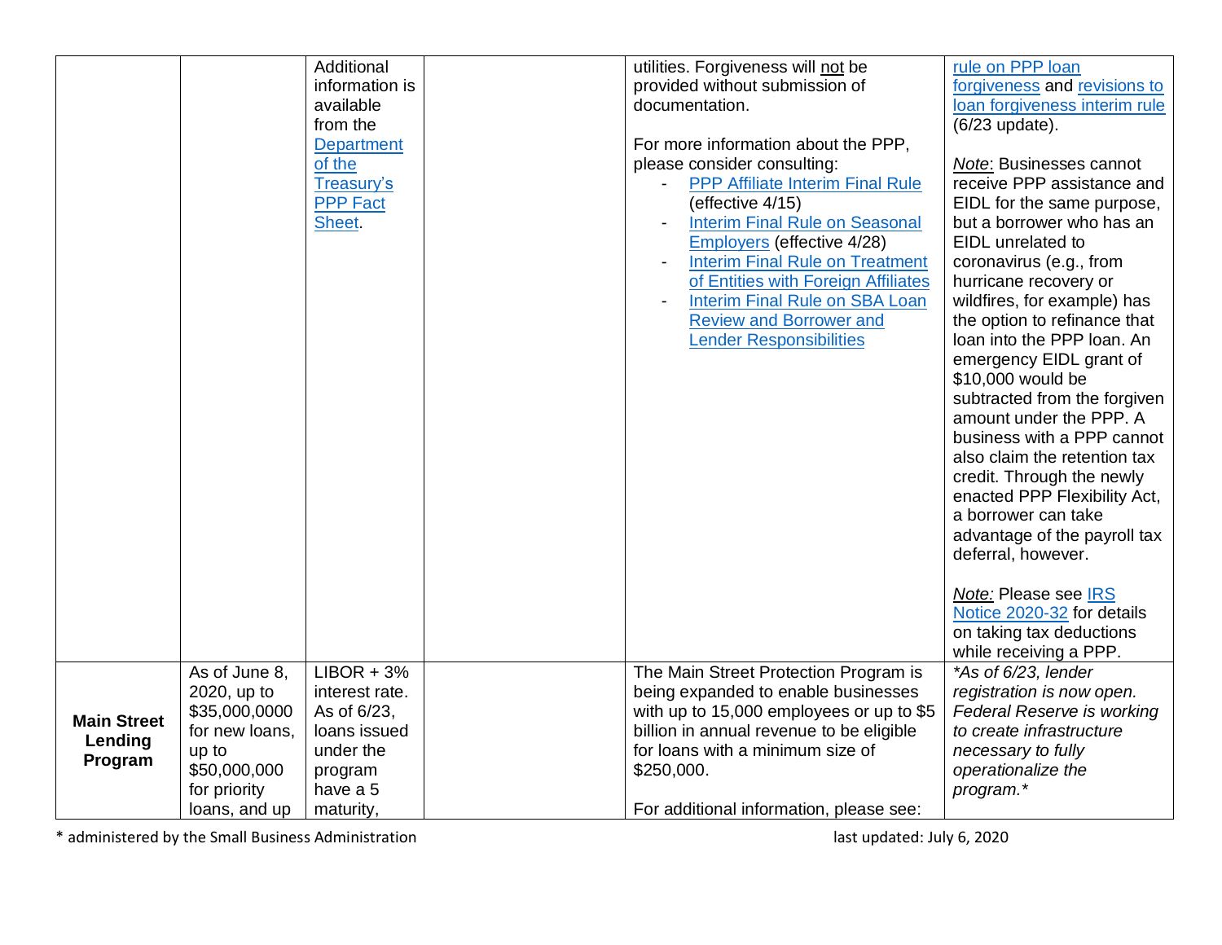| | | | | | |
|---|---|---|---|---|---|
| | | Additional information is available from the [Department of the Treasury's PPP Fact Sheet](). | | utilities. Forgiveness will not be provided without submission of documentation.<br><br>For more information about the PPP, please consider consulting:<br>- [PPP Affiliate Interim Final Rule]() (effective 4/15)<br>- [Interim Final Rule on Seasonal Employers]() (effective 4/28)<br>- [Interim Final Rule on Treatment of Entities with Foreign Affiliates]()<br>- [Interim Final Rule on SBA Loan Review and Borrower and Lender Responsibilities]() | [rule on PPP loan forgiveness]() and [revisions to loan forgiveness interim rule]() (6/23 update).<br><br>*Note*: Businesses cannot receive PPP assistance and EIDL for the same purpose, but a borrower who has an EIDL unrelated to coronavirus (e.g., from hurricane recovery or wildfires, for example) has the option to refinance that loan into the PPP loan. An emergency EIDL grant of $10,000 would be subtracted from the forgiven amount under the PPP. A business with a PPP cannot also claim the retention tax credit. Through the newly enacted PPP Flexibility Act, a borrower can take advantage of the payroll tax deferral, however.<br><br>*Note:* Please see [IRS Notice 2020-32]() for details on taking tax deductions while receiving a PPP. |
| **Main Street Lending Program** | As of June 8, 2020, up to $35,000,0000 for new loans, up to $50,000,000 for priority loans, and up | LIBOR + 3% interest rate. As of 6/23, loans issued under the program have a 5 maturity, | | The Main Street Protection Program is being expanded to enable businesses with up to 15,000 employees or up to $5 billion in annual revenue to be eligible for loans with a minimum size of $250,000.<br><br>For additional information, please see: | *\*As of 6/23, lender registration is now open. Federal Reserve is working to create infrastructure necessary to fully operationalize the program.\** |

\* administered by the Small Business Administration

last updated: July 6, 2020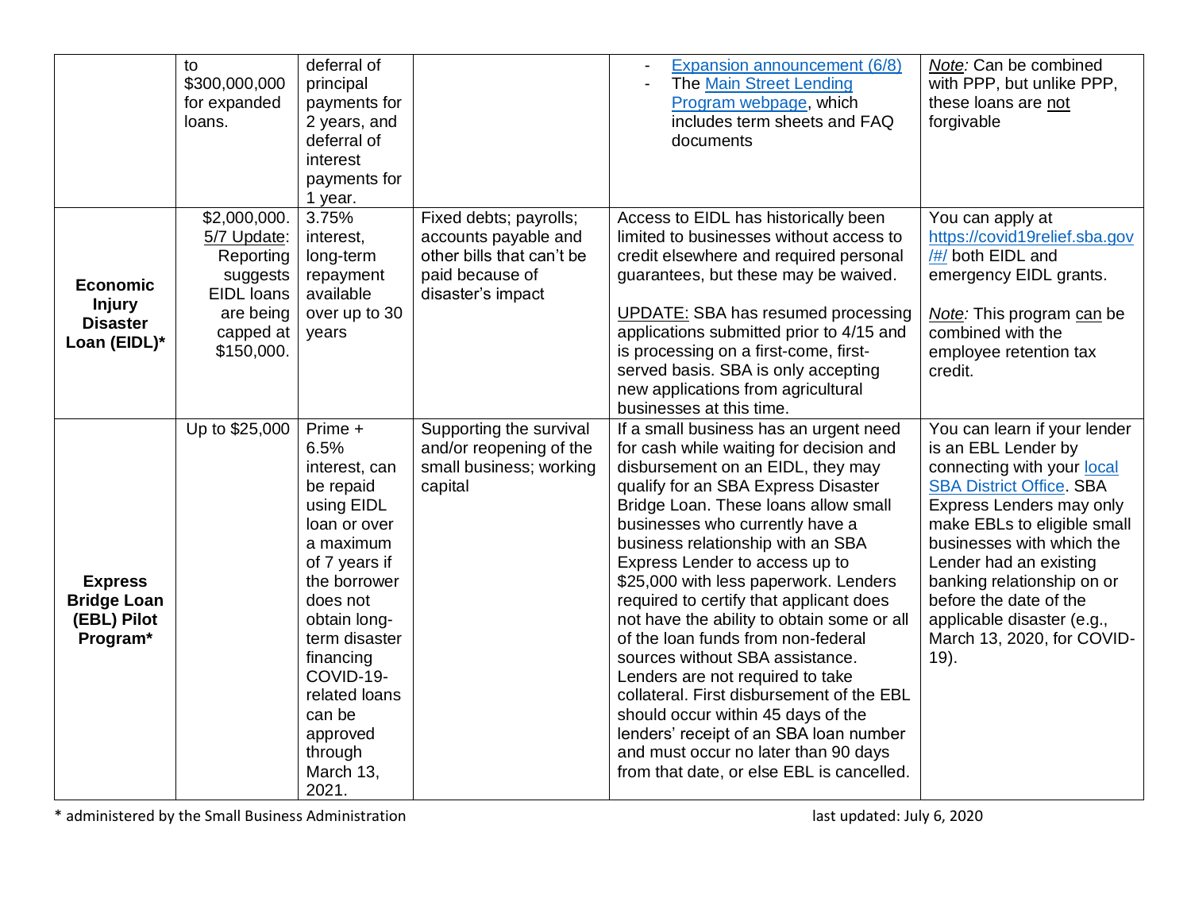| | | | | | |
|---|---|---|---|---|---|
| | to $300,000,000 for expanded loans. | deferral of principal payments for 2 years, and deferral of interest payments for 1 year. | | - [Expansion announcement (6/8)](#)<br>- The [Main Street Lending Program webpage](#), which includes term sheets and FAQ documents | *Note:* Can be combined with PPP, but unlike PPP, these loans are not forgivable |
| **Economic Injury Disaster Loan (EIDL)*** | $2,000,000. 5/7 Update: Reporting suggests EIDL loans are being capped at $150,000. | 3.75% interest, long-term repayment available over up to 30 years | Fixed debts; payrolls; accounts payable and other bills that can't be paid because of disaster's impact | Access to EIDL has historically been limited to businesses without access to credit elsewhere and required personal guarantees, but these may be waived.<br><br>UPDATE: SBA has resumed processing applications submitted prior to 4/15 and is processing on a first-come, first-served basis. SBA is only accepting new applications from agricultural businesses at this time. | You can apply at https://covid19relief.sba.gov/#/ both EIDL and emergency EIDL grants.<br><br>*Note:* This program can be combined with the employee retention tax credit. |
| **Express Bridge Loan (EBL) Pilot Program*** | Up to $25,000 | Prime + 6.5% interest, can be repaid using EIDL loan or over a maximum of 7 years if the borrower does not obtain long-term disaster financing COVID-19-related loans can be approved through March 13, 2021. | Supporting the survival and/or reopening of the small business; working capital | If a small business has an urgent need for cash while waiting for decision and disbursement on an EIDL, they may qualify for an SBA Express Disaster Bridge Loan. These loans allow small businesses who currently have a business relationship with an SBA Express Lender to access up to $25,000 with less paperwork. Lenders required to certify that applicant does not have the ability to obtain some or all of the loan funds from non-federal sources without SBA assistance. Lenders are not required to take collateral. First disbursement of the EBL should occur within 45 days of the lenders' receipt of an SBA loan number and must occur no later than 90 days from that date, or else EBL is cancelled. | You can learn if your lender is an EBL Lender by connecting with your [local SBA District Office](#). SBA Express Lenders may only make EBLs to eligible small businesses with which the Lender had an existing banking relationship on or before the date of the applicable disaster (e.g., March 13, 2020, for COVID-19). |

* administered by the Small Business Administration

last updated: July 6, 2020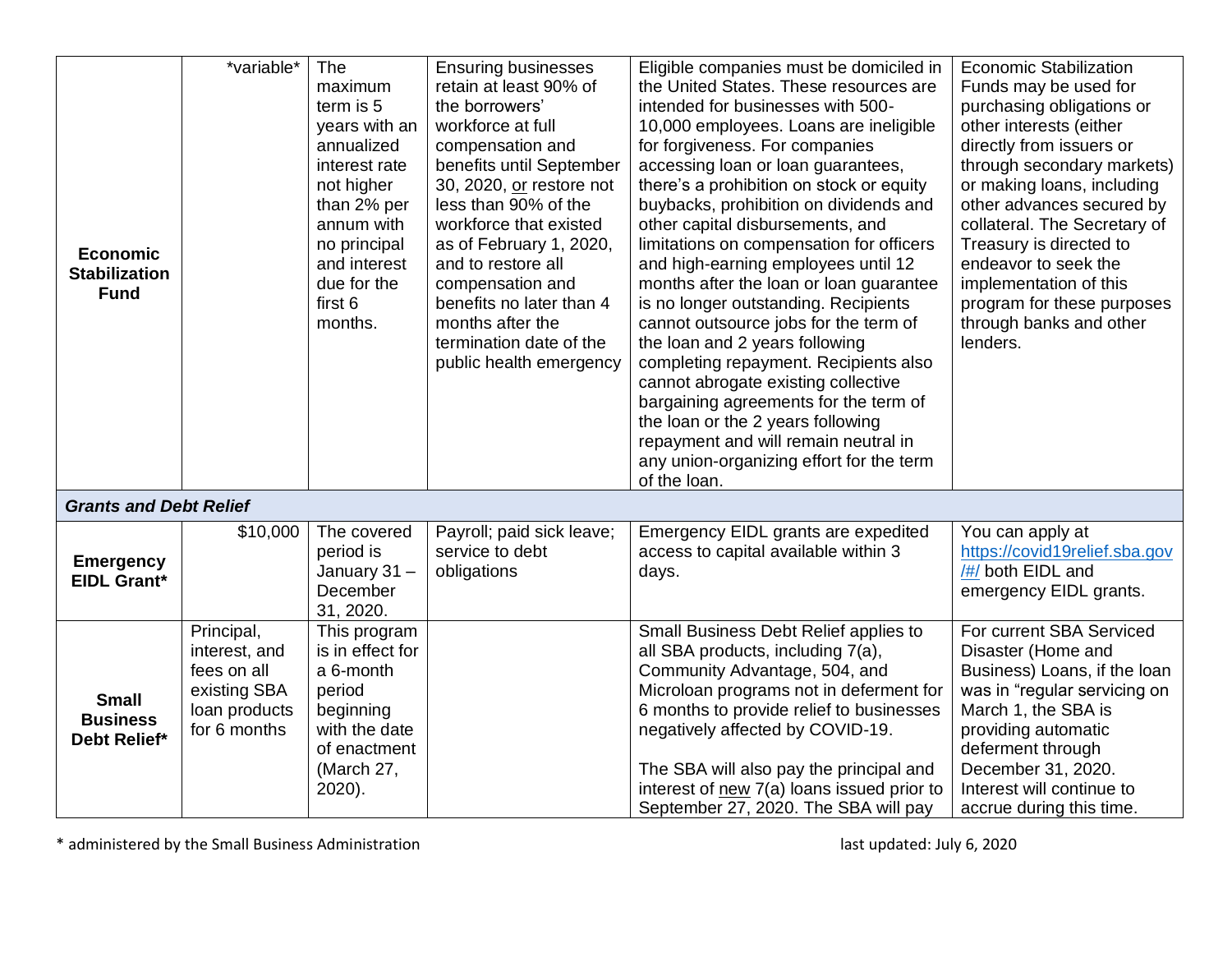| | | | | | |
|---|---|---|---|---|---|
| **Economic Stabilization Fund** | \*variable\* | The maximum term is 5 years with an annualized interest rate not higher than 2% per annum with no principal and interest due for the first 6 months. | Ensuring businesses retain at least 90% of the borrowers' workforce at full compensation and benefits until September 30, 2020, or restore not less than 90% of the workforce that existed as of February 1, 2020, and to restore all compensation and benefits no later than 4 months after the termination date of the public health emergency | Eligible companies must be domiciled in the United States. These resources are intended for businesses with 500-10,000 employees. Loans are ineligible for forgiveness. For companies accessing loan or loan guarantees, there's a prohibition on stock or equity buybacks, prohibition on dividends and other capital disbursements, and limitations on compensation for officers and high-earning employees until 12 months after the loan or loan guarantee is no longer outstanding. Recipients cannot outsource jobs for the term of the loan and 2 years following completing repayment. Recipients also cannot abrogate existing collective bargaining agreements for the term of the loan or the 2 years following repayment and will remain neutral in any union-organizing effort for the term of the loan. | Economic Stabilization Funds may be used for purchasing obligations or other interests (either directly from issuers or through secondary markets) or making loans, including other advances secured by collateral. The Secretary of Treasury is directed to endeavor to seek the implementation of this program for these purposes through banks and other lenders. |
| ***Grants and Debt Relief*** | | | | | |
| **Emergency EIDL Grant\*** | $10,000 | The covered period is January 31 – December 31, 2020. | Payroll; paid sick leave; service to debt obligations | Emergency EIDL grants are expedited access to capital available within 3 days. | You can apply at https://covid19relief.sba.gov/#/ both EIDL and emergency EIDL grants. |
| **Small Business Debt Relief\*** | Principal, interest, and fees on all existing SBA loan products for 6 months | This program is in effect for a 6-month period beginning with the date of enactment (March 27, 2020). | | Small Business Debt Relief applies to all SBA products, including 7(a), Community Advantage, 504, and Microloan programs not in deferment for 6 months to provide relief to businesses negatively affected by COVID-19.<br><br>The SBA will also pay the principal and interest of new 7(a) loans issued prior to September 27, 2020. The SBA will pay | For current SBA Serviced Disaster (Home and Business) Loans, if the loan was in "regular servicing on March 1, the SBA is providing automatic deferment through December 31, 2020. Interest will continue to accrue during this time. |

\* administered by the Small Business Administration

last updated: July 6, 2020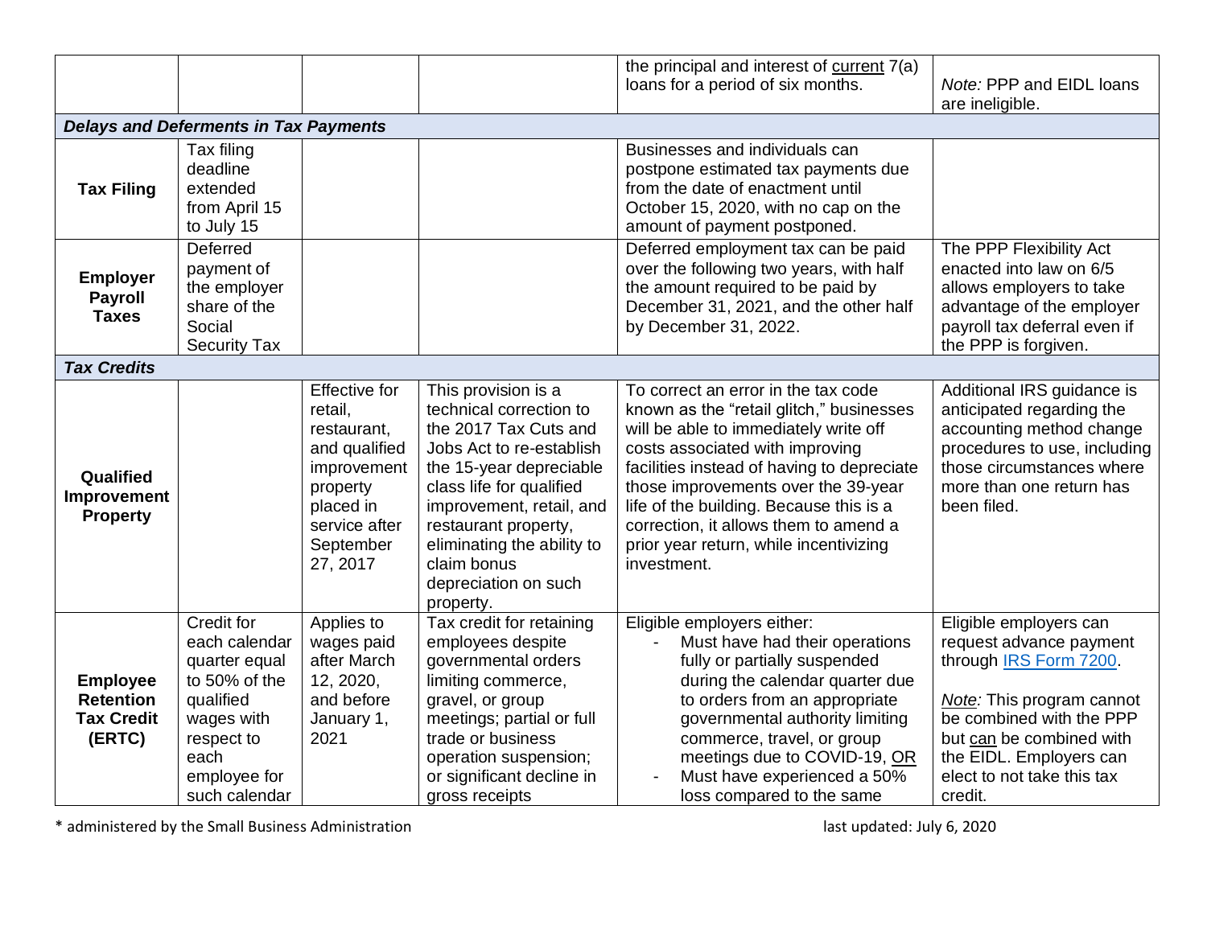| | | | | | |
|---|---|---|---|---|---|
| | | | | the principal and interest of current 7(a) loans for a period of six months. | *Note:* PPP and EIDL loans are ineligible. |
| ***Delays and Deferments in Tax Payments*** | | | | | |
| **Tax Filing** | Tax filing deadline extended from April 15 to July 15 | | | Businesses and individuals can postpone estimated tax payments due from the date of enactment until October 15, 2020, with no cap on the amount of payment postponed. | |
| **Employer Payroll Taxes** | Deferred payment of the employer share of the Social Security Tax | | | Deferred employment tax can be paid over the following two years, with half the amount required to be paid by December 31, 2021, and the other half by December 31, 2022. | The PPP Flexibility Act enacted into law on 6/5 allows employers to take advantage of the employer payroll tax deferral even if the PPP is forgiven. |
| ***Tax Credits*** | | | | | |
| **Qualified Improvement Property** | | Effective for retail, restaurant, and qualified improvement property placed in service after September 27, 2017 | This provision is a technical correction to the 2017 Tax Cuts and Jobs Act to re-establish the 15-year depreciable class life for qualified improvement, retail, and restaurant property, eliminating the ability to claim bonus depreciation on such property. | To correct an error in the tax code known as the "retail glitch," businesses will be able to immediately write off costs associated with improving facilities instead of having to depreciate those improvements over the 39-year life of the building. Because this is a correction, it allows them to amend a prior year return, while incentivizing investment. | Additional IRS guidance is anticipated regarding the accounting method change procedures to use, including those circumstances where more than one return has been filed. |
| **Employee Retention Tax Credit (ERTC)** | Credit for each calendar quarter equal to 50% of the qualified wages with respect to each employee for such calendar | Applies to wages paid after March 12, 2020, and before January 1, 2021 | Tax credit for retaining employees despite governmental orders limiting commerce, gravel, or group meetings; partial or full trade or business operation suspension; or significant decline in gross receipts | Eligible employers either: <br>- Must have had their operations fully or partially suspended during the calendar quarter due to orders from an appropriate governmental authority limiting commerce, travel, or group meetings due to COVID-19, OR <br>- Must have experienced a 50% loss compared to the same | Eligible employers can request advance payment through IRS Form 7200. <br><br>*Note:* This program cannot be combined with the PPP but can be combined with the EIDL. Employers can elect to not take this tax credit. |

* administered by the Small Business Administration

last updated: July 6, 2020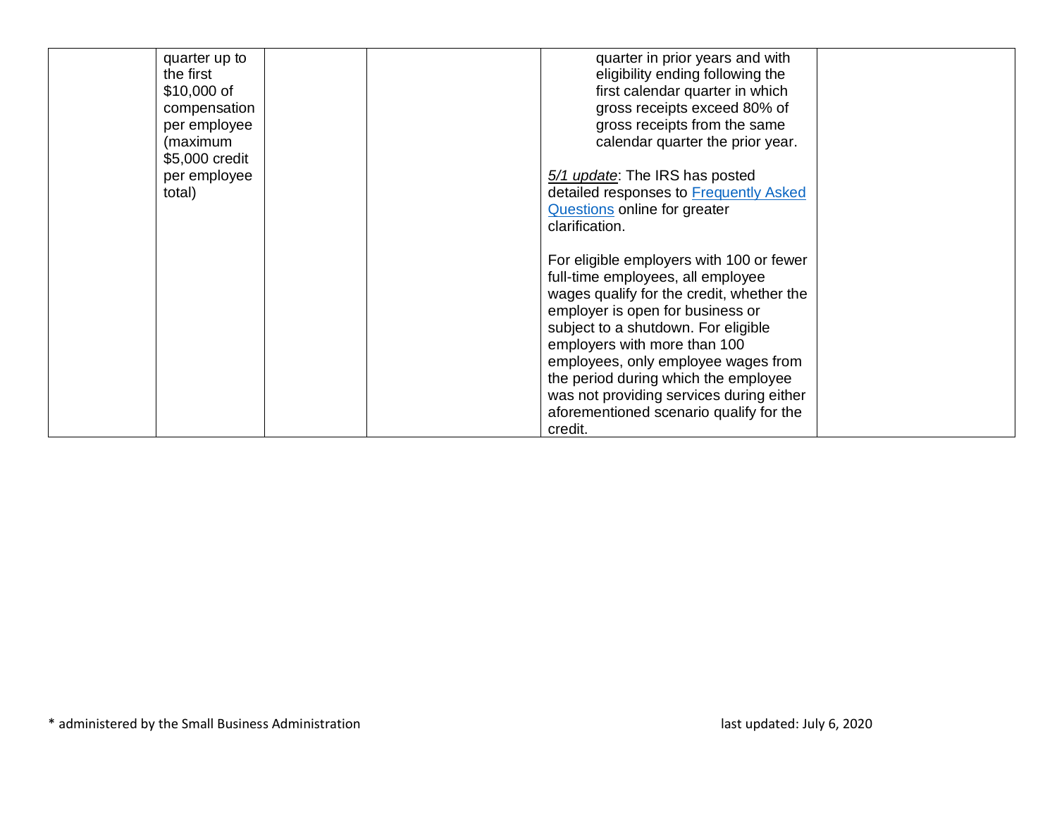| | | | | | |
|---|---|---|---|---|---|
| | quarter up to the first \$10,000 of compensation per employee (maximum \$5,000 credit per employee total) | | | quarter in prior years and with eligibility ending following the first calendar quarter in which gross receipts exceed 80% of gross receipts from the same calendar quarter the prior year.<br><br>*5/1 update*: The IRS has posted detailed responses to Frequently Asked Questions online for greater clarification.<br><br>For eligible employers with 100 or fewer full-time employees, all employee wages qualify for the credit, whether the employer is open for business or subject to a shutdown. For eligible employers with more than 100 employees, only employee wages from the period during which the employee was not providing services during either aforementioned scenario qualify for the credit. | |

* administered by the Small Business Administration

last updated: July 6, 2020